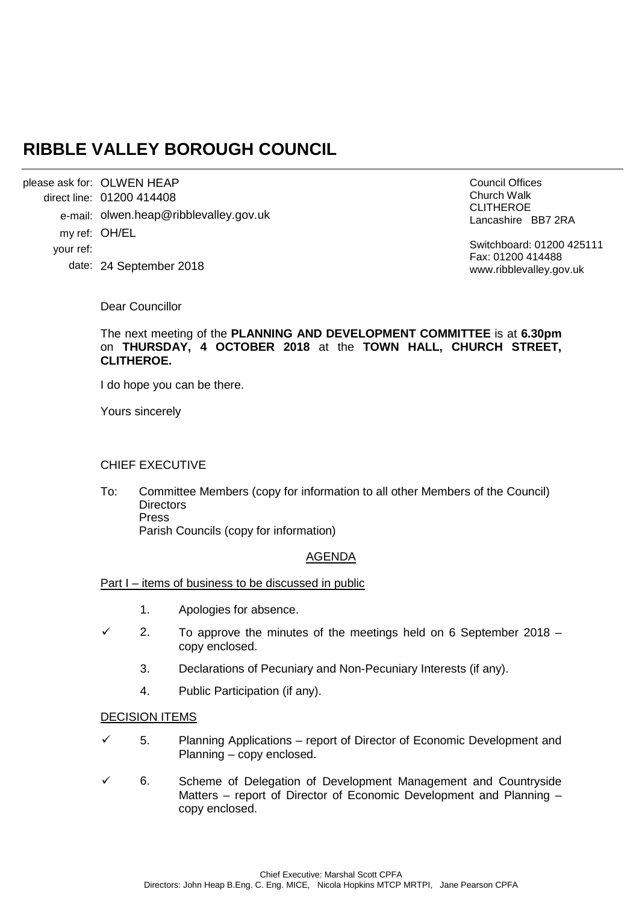# RIBBLE VALLEY BOROUGH COUNCIL

please ask for: OLWEN HEAP
direct line: 01200 414408
e-mail: olwen.heap@ribblevalley.gov.uk
my ref: OH/EL
your ref:
date: 24 September 2018

Council Offices
Church Walk
CLITHEROE
Lancashire BB7 2RA

Switchboard: 01200 425111
Fax: 01200 414488
www.ribblevalley.gov.uk

Dear Councillor

The next meeting of the **PLANNING AND DEVELOPMENT COMMITTEE** is at **6.30pm** on **THURSDAY, 4 OCTOBER 2018** at the **TOWN HALL, CHURCH STREET, CLITHEROE.**

I do hope you can be there.

Yours sincerely

CHIEF EXECUTIVE

To: Committee Members (copy for information to all other Members of the Council)
Directors
Press
Parish Councils (copy for information)

AGENDA

Part I – items of business to be discussed in public

1. Apologies for absence.

✓ 2. To approve the minutes of the meetings held on 6 September 2018 – copy enclosed.

3. Declarations of Pecuniary and Non-Pecuniary Interests (if any).

4. Public Participation (if any).

DECISION ITEMS

✓ 5. Planning Applications – report of Director of Economic Development and Planning – copy enclosed.

✓ 6. Scheme of Delegation of Development Management and Countryside Matters – report of Director of Economic Development and Planning – copy enclosed.

Chief Executive: Marshal Scott CPFA
Directors: John Heap B.Eng. C. Eng. MICE, Nicola Hopkins MTCP MRTPI, Jane Pearson CPFA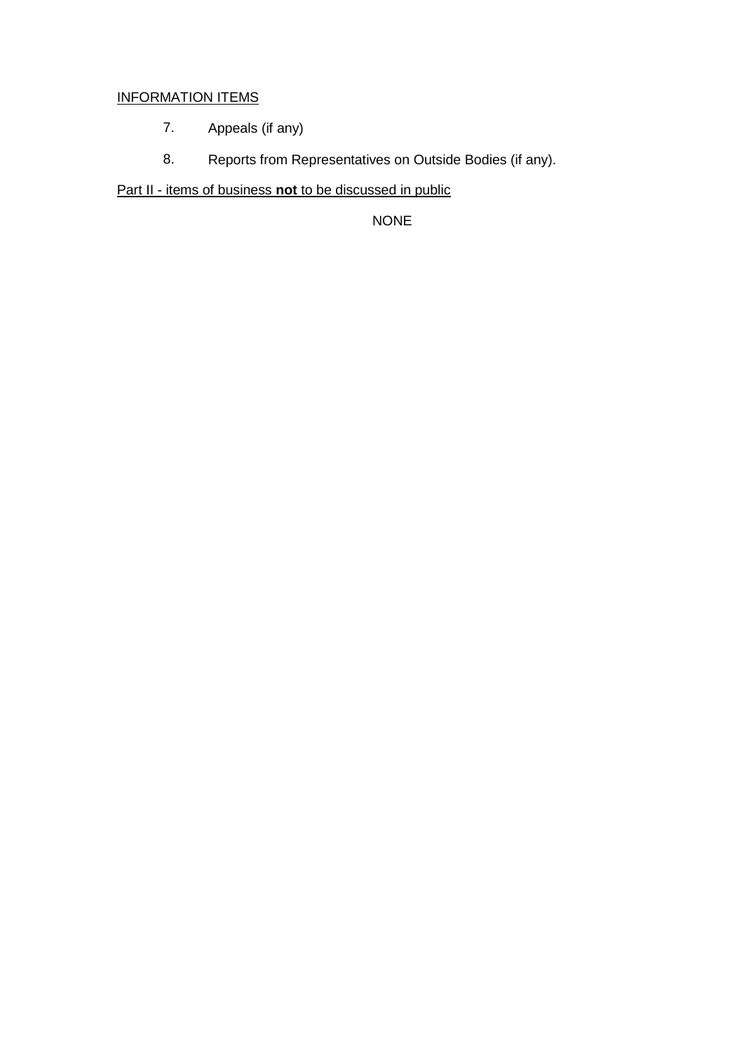INFORMATION ITEMS

7. Appeals (if any)

8. Reports from Representatives on Outside Bodies (if any).

Part II - items of business **not** to be discussed in public

NONE